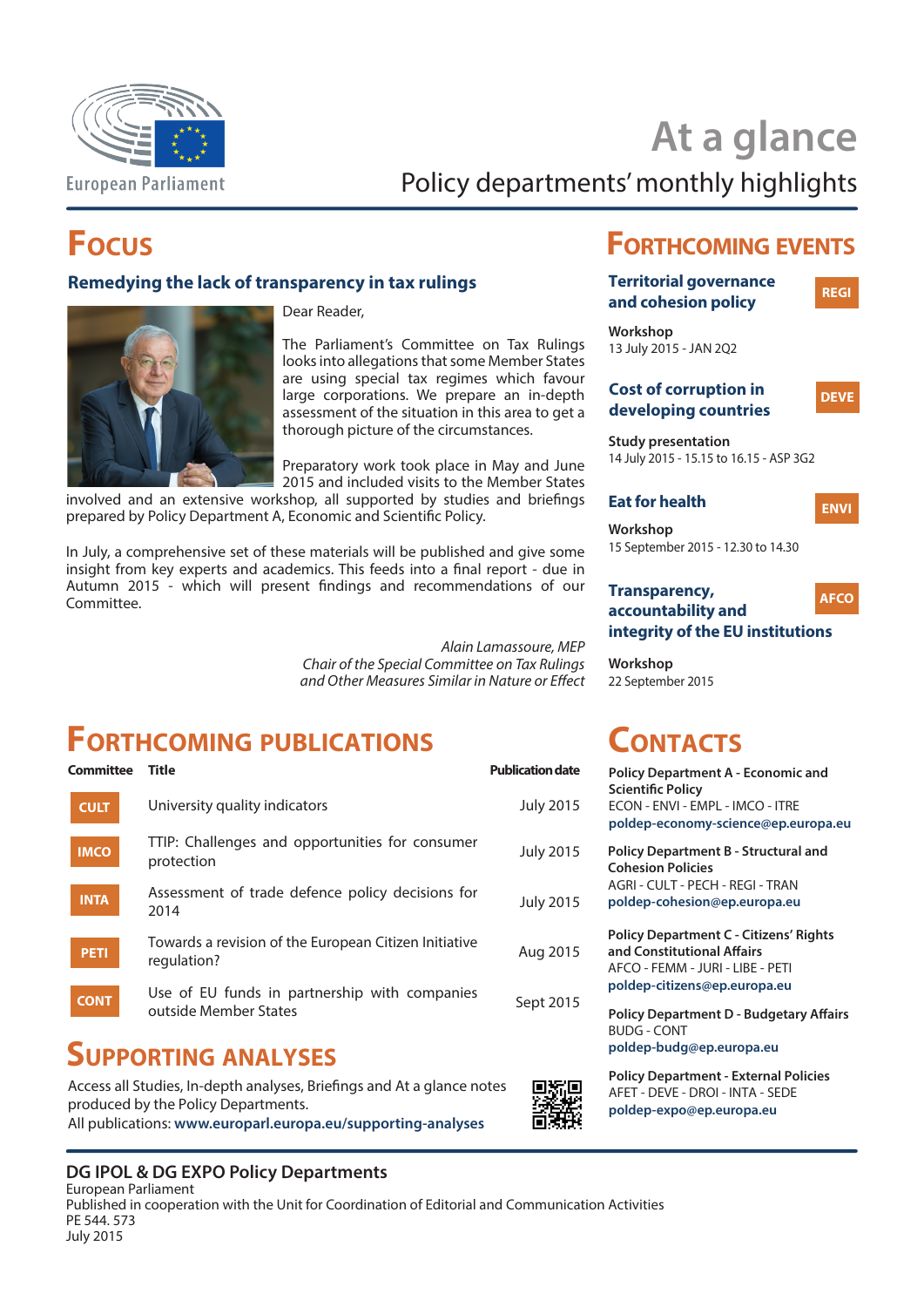European Parliament

# At a glance

## Policy departments' monthly highlights

## Focus

### Remedying the lack of transparency in tax rulings

Dear Reader,

The Parliament's Committee on Tax Rulings looks into allegations that some Member States are using special tax regimes which favour large corporations. We prepare an in-depth assessment of the situation in this area to get a thorough picture of the circumstances.

Preparatory work took place in May and June 2015 and included visits to the Member States involved and an extensive workshop, all supported by studies and briefings prepared by Policy Department A, Economic and Scientific Policy.

In July, a comprehensive set of these materials will be published and give some insight from key experts and academics. This feeds into a final report - due in Autumn 2015 - which will present findings and recommendations of our Committee.

*Alain Lamassoure, MEP*
*Chair of the Special Committee on Tax Rulings and Other Measures Similar in Nature or Effect*

## Forthcoming Events

**Territorial governance and cohesion policy** — REGI

**Workshop**
13 July 2015 - JAN 2Q2

**Cost of corruption in developing countries** — DEVE

**Study presentation**
14 July 2015 - 15.15 to 16.15 - ASP 3G2

**Eat for health** — ENVI

**Workshop**
15 September 2015 - 12.30 to 14.30

**Transparency, accountability and integrity of the EU institutions** — AFCO

**Workshop**
22 September 2015

## Forthcoming Publications

| Committee | Title | Publication date |
|---|---|---|
| CULT | University quality indicators | July 2015 |
| IMCO | TTIP: Challenges and opportunities for consumer protection | July 2015 |
| INTA | Assessment of trade defence policy decisions for 2014 | July 2015 |
| PETI | Towards a revision of the European Citizen Initiative regulation? | Aug 2015 |
| CONT | Use of EU funds in partnership with companies outside Member States | Sept 2015 |

## Supporting Analyses

Access all Studies, In-depth analyses, Briefings and At a glance notes produced by the Policy Departments.
All publications: **www.europarl.europa.eu/supporting-analyses**

## Contacts

**Policy Department A - Economic and Scientific Policy**
ECON - ENVI - EMPL - IMCO - ITRE
**poldep-economy-science@ep.europa.eu**

**Policy Department B - Structural and Cohesion Policies**
AGRI - CULT - PECH - REGI - TRAN
**poldep-cohesion@ep.europa.eu**

**Policy Department C - Citizens' Rights and Constitutional Affairs**
AFCO - FEMM - JURI - LIBE - PETI
**poldep-citizens@ep.europa.eu**

**Policy Department D - Budgetary Affairs**
BUDG - CONT
**poldep-budg@ep.europa.eu**

**Policy Department - External Policies**
AFET - DEVE - DROI - INTA - SEDE
**poldep-expo@ep.europa.eu**

**DG IPOL & DG EXPO Policy Departments**
European Parliament
Published in cooperation with the Unit for Coordination of Editorial and Communication Activities
PE 544. 573
July 2015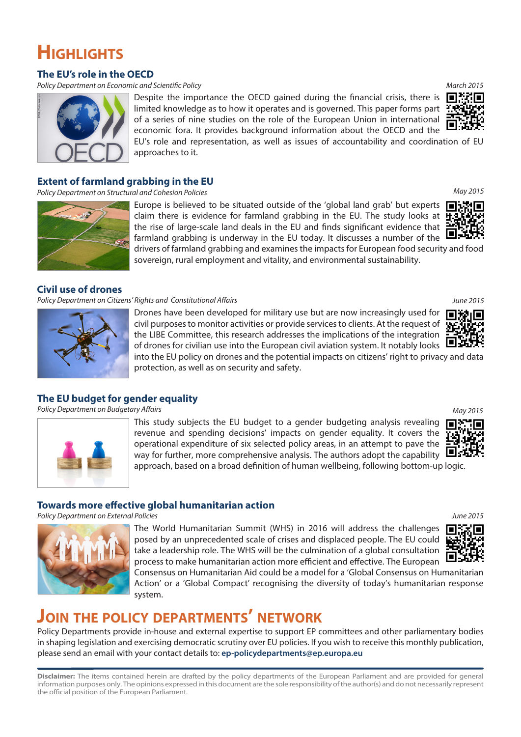# Highlights

## The EU's role in the OECD

*Policy Department on Economic and Scientific Policy*

*March 2015*

Despite the importance the OECD gained during the financial crisis, there is limited knowledge as to how it operates and is governed. This paper forms part of a series of nine studies on the role of the European Union in international economic fora. It provides background information about the OECD and the EU's role and representation, as well as issues of accountability and coordination of EU approaches to it.

## Extent of farmland grabbing in the EU

*Policy Department on Structural and Cohesion Policies*

*May 2015*

Europe is believed to be situated outside of the 'global land grab' but experts claim there is evidence for farmland grabbing in the EU. The study looks at the rise of large-scale land deals in the EU and finds significant evidence that farmland grabbing is underway in the EU today. It discusses a number of the drivers of farmland grabbing and examines the impacts for European food security and food sovereign, rural employment and vitality, and environmental sustainability.

## Civil use of drones

*Policy Department on Citizens' Rights and Constitutional Affairs*

*June 2015*

Drones have been developed for military use but are now increasingly used for civil purposes to monitor activities or provide services to clients. At the request of the LIBE Committee, this research addresses the implications of the integration of drones for civilian use into the European civil aviation system. It notably looks into the EU policy on drones and the potential impacts on citizens' right to privacy and data protection, as well as on security and safety.

## The EU budget for gender equality

*Policy Department on Budgetary Affairs*

*May 2015*

This study subjects the EU budget to a gender budgeting analysis revealing revenue and spending decisions' impacts on gender equality. It covers the operational expenditure of six selected policy areas, in an attempt to pave the way for further, more comprehensive analysis. The authors adopt the capability approach, based on a broad definition of human wellbeing, following bottom-up logic.

## Towards more effective global humanitarian action

*Policy Department on External Policies*

*June 2015*

The World Humanitarian Summit (WHS) in 2016 will address the challenges posed by an unprecedented scale of crises and displaced people. The EU could take a leadership role. The WHS will be the culmination of a global consultation process to make humanitarian action more efficient and effective. The European Consensus on Humanitarian Aid could be a model for a 'Global Consensus on Humanitarian Action' or a 'Global Compact' recognising the diversity of today's humanitarian response system.

# Join the Policy Departments' Network

Policy Departments provide in-house and external expertise to support EP committees and other parliamentary bodies in shaping legislation and exercising democratic scrutiny over EU policies. If you wish to receive this monthly publication, please send an email with your contact details to: **ep-policydepartments@ep.europa.eu**

**Disclaimer:** The items contained herein are drafted by the policy departments of the European Parliament and are provided for general information purposes only. The opinions expressed in this document are the sole responsibility of the author(s) and do not necessarily represent the official position of the European Parliament.